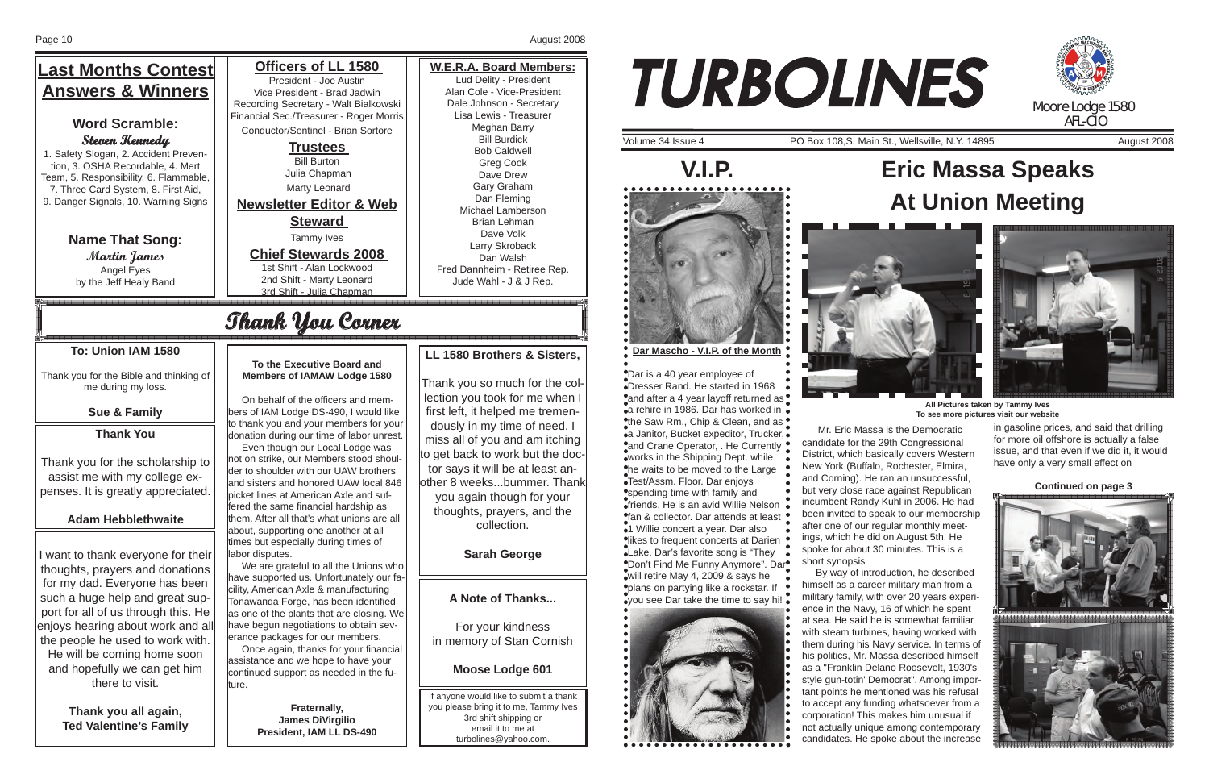## Last Months Contest Answers & Winners

### Word Scramble:

*Steven Kennedy*

1. Safety Slogan, 2. Accident Prevention, 3. OSHA Recordable, 4. Mert Team, 5. Responsibility, 6. Flammable, 7. Three Card System, 8. First Aid, 9. Danger Signals, 10. Warning Signs

### Name That Song:

*Martin James*

Angel Eyes
by the Jeff Healy Band

## Officers of LL 1580

President - Joe Austin
Vice President - Brad Jadwin
Recording Secretary - Walt Bialkowski
Financial Sec./Treasurer - Roger Morris
Conductor/Sentinel - Brian Sortore

### Trustees

Bill Burton
Julia Chapman
Marty Leonard

### Newsletter Editor & Web Steward

Tammy Ives

### Chief Stewards 2008

1st Shift - Alan Lockwood
2nd Shift - Marty Leonard
3rd Shift - Julia Chapman

## W.E.R.A. Board Members:

Lud Delity - President
Alan Cole - Vice-President
Dale Johnson - Secretary
Lisa Lewis - Treasurer
Meghan Barry
Bill Burdick
Bob Caldwell
Greg Cook
Dave Drew
Gary Graham
Dan Fleming
Michael Lamberson
Brian Lehman
Dave Volk
Larry Skroback
Dan Walsh
Fred Dannheim - Retiree Rep.
Jude Wahl - J & J Rep.

## Thank You Corner

**To: Union IAM 1580**

Thank you for the Bible and thinking of me during my loss.

**Sue & Family**

**Thank You**

Thank you for the scholarship to assist me with my college expenses. It is greatly appreciated.

**Adam Hebblethwaite**

I want to thank everyone for their thoughts, prayers and donations for my dad. Everyone has been such a huge help and great support for all of us through this. He enjoys hearing about work and all the people he used to work with. He will be coming home soon and hopefully we can get him there to visit.

**Thank you all again,**
**Ted Valentine's Family**

**To the Executive Board and Members of IAMAW Lodge 1580**

On behalf of the officers and members of IAM Lodge DS-490, I would like to thank you and your members for your donation during our time of labor unrest.

Even though our Local Lodge was not on strike, our Members stood shoulder to shoulder with our UAW brothers and sisters and honored UAW local 846 picket lines at American Axle and suffered the same financial hardship as them. After all that's what unions are all about, supporting one another at all times but especially during times of labor disputes.

We are grateful to all the Unions who have supported us. Unfortunately our facility, American Axle & manufacturing Tonawanda Forge, has been identified as one of the plants that are closing. We have begun negotiations to obtain severance packages for our members.

Once again, thanks for your financial assistance and we hope to have your continued support as needed in the future.

**Fraternally,**
**James DiVirgilio**
**President, IAM LL DS-490**

**LL 1580 Brothers & Sisters,**

Thank you so much for the collection you took for me when I first left, it helped me tremendously in my time of need. I miss all of you and am itching to get back to work but the doctor says it will be at least another 8 weeks...bummer. Thank you again though for your thoughts, prayers, and the collection.

**Sarah George**

**A Note of Thanks...**

For your kindness in memory of Stan Cornish

**Moose Lodge 601**

If anyone would like to submit a thank you please bring it to me, Tammy Ives 3rd shift shipping or email it to me at turbolines@yahoo.com.

# TURBOLINES

Moore Lodge 1580
AFL-CIO

Volume 34 Issue 4 — PO Box 108,S. Main St., Wellsville, N.Y. 14895 — August 2008

## V.I.P.

**Dar Mascho - V.I.P. of the Month**

Dar is a 40 year employee of Dresser Rand. He started in 1968 and after a 4 year layoff returned as a rehire in 1986. Dar has worked in the Saw Rm., Chip & Clean, and as a Janitor, Bucket expeditor, Trucker, and Crane Operator, . He Currently works in the Shipping Dept. while he waits to be moved to the Large Test/Assm. Floor. Dar enjoys spending time with family and friends. He is an avid Willie Nelson fan & collector. Dar attends at least 1 Willie concert a year. Dar also likes to frequent concerts at Darien Lake. Dar's favorite song is "They Don't Find Me Funny Anymore". Dar will retire May 4, 2009 & says he plans on partying like a rockstar. If you see Dar take the time to say hi!

## Eric Massa Speaks At Union Meeting

**All Pictures taken by Tammy Ives**
**To see more pictures visit our website**

Mr. Eric Massa is the Democratic candidate for the 29th Congressional District, which basically covers Western New York (Buffalo, Rochester, Elmira, and Corning). He ran an unsuccessful, but very close race against Republican incumbent Randy Kuhl in 2006. He had been invited to speak to our membership after one of our regular monthly meetings, which he did on August 5th. He spoke for about 30 minutes. This is a short synopsis

By way of introduction, he described himself as a career military man from a military family, with over 20 years experience in the Navy, 16 of which he spent at sea. He said he is somewhat familiar with steam turbines, having worked with them during his Navy service. In terms of his politics, Mr. Massa described himself as a "Franklin Delano Roosevelt, 1930's style gun-totin' Democrat". Among important points he mentioned was his refusal to accept any funding whatsoever from a corporation! This makes him unusual if not actually unique among contemporary candidates. He spoke about the increase in gasoline prices, and said that drilling for more oil offshore is actually a false issue, and that even if we did it, it would have only a very small effect on

**Continued on page 3**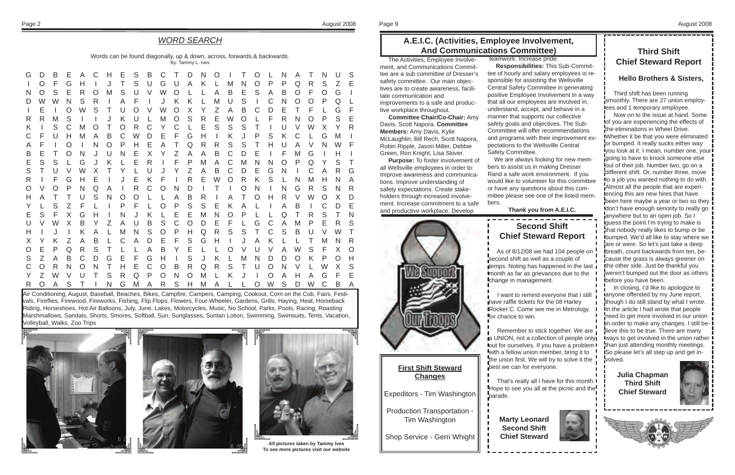## WORD SEARCH

Words can be found diagonally, up & down, across, forwards,& backwards.
By: Tammy L. Ives

```
G D B E A C H E S B C T D N O I T O L N A T N U S
I O F G H I J T S U G U A K L M N O P P Q R S Z E
N O S E R O M S U V W O L L A B E S A B O F O G I
D W W N S R I A F I J K K L M U S I C N O O P Q L
I E I O W S T U O V W O X Y Z A B C D E T F L G F
R R M S I I J K U L M O S R E W O L F R N O P S E
K I S C M O T O R C Y C L E S S S T I U V W X Y R
C F U H M A B C W D E F G H I K J P S K C L G M I
A F I O I N O P H E A T Q R R S S T H U A V N W F
B E T O N J U N E X Y Z A A B C D E I F M G I H I
E S S L G J K L E R I F P M A C M N N O P Q Y S T
S T U V W X T Y L U J Y Z A B C D E G N I C A R G
R I F G H E I J E K F I R E W O R K S L N M H N A
O V O P N Q A I R C O N D I T I O N I N G R S N R
H A T T U S N O O L L A B R I A T O H R V W O X D
Y L S Z F L I P F L O P S S E K A L I A B I C D E
E S F X G H I N J K L E E M N O P L L Q T R S T N
U V W X B Y Z A U B S C O D E F L G C A M P E R S
H I J I K A L M N S O P H Q R S S T C S B U V W T
X Y K Z A B L C A D E F S G H I J A K L L T M N R
O E P Q R S T L L A B Y E L L O V U V A W S F X O
S Z A B C D G E F G H I S J K L M N D D O K P O H
C O R N O N T H E C O B R Q R S T U O N V L W X S
Y Z W V U T S R Q P O N O M L K J I O A H A G F E
R O A S T I N G M A R S H M A L L O W S D W C B A
```

Air Conditioning, August, Baseball, Beaches, Bikes, Campfire, Campers, Camping, Cookout, Corn on the Cob, Fairs, Festivals, Fireflies, Firewood, Fireworks, Fishing, Flip Flops, Flowers, Four-Wheeler, Gardens, Grills, Haying, Heat, Horseback Riding, Horseshoes, Hot Air Balloons, July, June, Lakes, Motorcycles, Music, No School, Parks, Pools, Racing, Roasting Marshmallows, Sandals, Shorts, Smores, Softball, Sun, Sunglasses, Suntan Lotion, Swimming, Swimsuits, Tents, Vacation, Volleyball, Walks, Zoo Trips

**All pictures taken by Tammy Ives**
**To see more pictures visit our website**

## A.E.I.C. (Activities, Employee Involvement, And Communications Committee)

The Activities, Employee Involvement, and Communications Committee are a sub committee of Dresser's safety committee. Our main objectives are to create awareness, facilitate communication and improvements to a safe and productive workplace throughout.

**Committee Chair/Co-Chair:** Amy Davis, Scott Napora. **Committee Members:** Amy Davis, Kylie McLaughlin, Bill Rech, Scott Napora, Robin Ripple, Jason Miller, Debbie Green, Ron Knight, Lisa Skiver.

**Purpose:** To foster involvement of all Wellsville employees in order to: Improve awareness and communications. Improve understanding of safety expectations. Create stakeholders through increased involvement. Increase commitment to a safe and productive workplace. Develop teamwork. Increase pride.

**Responsibilities:** This Sub-Committee of hourly and salary employees is responsible for assisting the Wellsville Central Safety Committee in generating positive Employee Involvement in a way that all our employees are involved in, understand, accept, and behave in a manner that supports our collective safety goals and objectives. The Sub-Committee will offer recommendations and programs with their improvement expectations to the Wellsville Central Safety Committee.

We are always looking for new members to assist us in making Dresser Rand a safe work environment. If you would like to volunteer for this committee or have any questions about this committee please see one of the listed members.

**Thank you from A.E.I.C.**

We Support Our Troops

### First Shift Steward Changes

Expeditors - Tim Washington

Production Transportation - Tim Washington

Shop Service - Gerri Whight

## Second Shift Chief Steward Report

As of 8/12/08 we had 104 people on second shift as well as a couple of temps. Noting has happened in the last month as far as grievances due to the change in management.

I want to remind everyone that I still have raffle tickets for the 08 Harley Rocker C. Come see me in Metrology for chance to win.

Remember to stick together. We are a UNION, not a collection of people only out for ourselves. If you have a problem with a fellow union member, bring it to the union first. We will try to solve it the best we can for everyone.

That's really all I have for this month. Hope to see you all at the picnic and the parade.

**Marty Leonard**
**Second Shift**
**Chief Steward**

## Third Shift Chief Steward Report

### Hello Brothers & Sisters,

Third shift has been running smoothly. There are 27 union employees and 1 temporary employee.

Now on to the issue at hand. Some of you are experiencing the effects of the eliminations in Wheel Drive. Whether it be that you were eliminated or bumped. It really sucks either way you look at it. I mean, number one, your going to have to knock someone else out of their job. Number two, go on a different shift. Or, number three, move to a job you wanted nothing to do with. Almost all the people that are experiencing this are new hires that have been here maybe a year or two so they don't have enough seniority to really go anywhere but to an open job. So I guess the point I'm trying to make is that nobody really likes to bump or be bumped. We'd all like to stay where we are or were. So let's just take a deep breath, count backwards from ten, because the grass is always greener on the other side. Just be thankful you weren't bumped out the door as others before you have been.

In closing, I'd like to apologize to anyone offended by my June report, though I do still stand by what I wrote. In the article I had wrote that people need to get more involved in our union in order to make any changes. I still believe this to be true. There are many ways to get involved in the union rather than just attending monthly meetings. So please let's all step up and get involved.

**Julia Chapman**
**Third Shift**
**Chief Steward**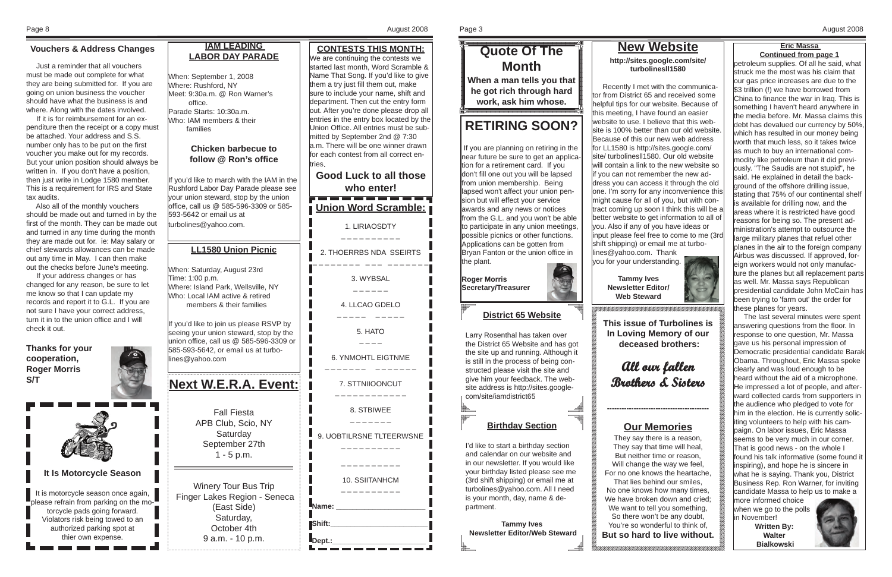## Vouchers & Address Changes

Just a reminder that all vouchers must be made out complete for what they are being submitted for. If you are going on union business the voucher should have what the business is and where. Along with the dates involved.

If it is for reimbursement for an expenditure then the receipt or a copy must be attached. Your address and S.S. number only has to be put on the first voucher you make out for my records. But your union position should always be written in. If you don't have a position, then just write in Lodge 1580 member. This is a requirement for IRS and State tax audits.

Also all of the monthly vouchers should be made out and turned in by the first of the month. They can be made out and turned in any time during the month they are made out for. ie: May salary or chief stewards allowances can be made out any time in May. I can then make out the checks before June's meeting.

If your address changes or has changed for any reason, be sure to let me know so that I can update my records and report it to G.L. If you are not sure I have your correct address, turn it in to the union office and I will check it out.

**Thanks for your cooperation,**
**Roger Morris**
**S/T**

### It Is Motorcycle Season

It is motorcycle season once again, please refrain from parking on the motorcycle pads going forward. Violators risk being towed to an authorized parking spot at thier own expense.

## IAM LEADING LABOR DAY PARADE

When: September 1, 2008
Where: Rushford, NY
Meet: 9:30a.m. @ Ron Warner's office.
Parade Starts: 10:30a.m.
Who: IAM members & their families

**Chicken barbecue to follow @ Ron's office**

If you'd like to march with the IAM in the Rushford Labor Day Parade please see your union steward, stop by the union office, call us @ 585-596-3309 or 585-593-5642 or email us at turbolines@yahoo.com.

## LL1580 Union Picnic

When: Saturday, August 23rd
Time: 1:00 p.m.
Where: Island Park, Wellsville, NY
Who: Local IAM active & retired members & their families

If you'd like to join us please RSVP by seeing your union steward, stop by the union office, call us @ 585-596-3309 or 585-593-5642, or email us at turbolines@yahoo.com

## Next W.E.R.A. Event:

Fall Fiesta
APB Club, Scio, NY
Saturday
September 27th
1 - 5 p.m.

Winery Tour Bus Trip
Finger Lakes Region - Seneca (East Side)
Saturday,
October 4th
9 a.m. - 10 p.m.

## CONTESTS THIS MONTH:

We are continuing the contests we started last month, Word Scramble & Name That Song. If you'd like to give them a try just fill them out, make sure to include your name, shift and department. Then cut the entry form out. After you're done please drop all entries in the entry box located by the Union Office. All entries must be submitted by September 2nd @ 7:30 a.m. There will be one winner drawn for each contest from all correct entries.

**Good Luck to all those who enter!**

## Union Word Scramble:

1. LIRIAOSDTY
_ _ _ _ _ _ _ _ _ _

2. THOERRBS NDA SSEIRTS
_ _ _ _ _ _ _ _ _ _ _ _ _ _ _ _ _ _

3. WYBSAL
_ _ _ _ _ _

4. LLCAO GDELO
_ _ _ _ _ _ _ _ _ _

5. HATO
_ _ _ _

6. YNMOHTL EIGTNME
_ _ _ _ _ _ _ _ _ _ _ _ _ _

7. STTNIIOONCUT
_ _ _ _ _ _ _ _ _ _ _ _

8. STBIWEE
_ _ _ _ _ _ _

9. UOBTILRSNE TLTEERWSNE
_ _ _ _ _ _ _ _ _ _
_ _ _ _ _ _ _ _ _ _

10. SSIITANHCM
_ _ _ _ _ _ _ _ _ _

Name: ____________________

Shift: ____________________

Dept.: ____________________

## Quote Of The Month

**When a man tells you that he got rich through hard work, ask him whose.**

## RETIRING SOON?

If you are planning on retiring in the near future be sure to get an application for a retirement card. If you don't fill one out you will be lapsed from union membership. Being lapsed won't affect your union pension but will effect your service awards and any news or notices from the G.L. and you won't be able to participate in any union meetings, possible picnics or other functions. Applications can be gotten from Bryan Fanton or the union office in the plant.

**Roger Morris**
**Secretary/Treasurer**

### District 65 Website

Larry Rosenthal has taken over the District 65 Website and has got the site up and running. Although it is still in the process of being constructed please visit the site and give him your feedback. The website address is http://sites.google.com/site/iamdistrict65

### Birthday Section

I'd like to start a birthday section and calendar on our website and in our newsletter. If you would like your birthday listed please see me (3rd shift shipping) or email me at turbolines@yahoo.com. All I need is your month, day, name & department.

**Tammy Ives**
**Newsletter Editor/Web Steward**

## New Website

**http://sites.google.com/site/turbolinesll1580**

Recently I met with the communicator from District 65 and received some helpful tips for our website. Because of this meeting, I have found an easier website to use. I believe that this website is 100% better than our old website. Because of this our new web address for LL1580 is http://sites.google.com/site/ turbolinesll1580. Our old website will contain a link to the new website so if you can not remember the new address you can access it through the old one. I'm sorry for any inconvenience this might cause for all of you, but with contract coming up soon I think this will be a better website to get information to all of you. Also if any of you have ideas or input please feel free to come to me (3rd shift shipping) or email me at turbolines@yahoo.com. Thank you for your understanding.

**Tammy Ives**
**Newsletter Editor/ Web Steward**

**This issue of Turbolines is In Loving Memory of our deceased brothers:**

*All our fallen Brothers & Sisters*

---

### Our Memories

They say there is a reason,
They say that time will heal,
But neither time or reason,
Will change the way we feel,
For no one knows the heartache,
That lies behind our smiles,
No one knows how many times,
We have broken down and cried;
We want to tell you something,
So there won't be any doubt,
You're so wonderful to think of,
**But so hard to live without.**

### Eric Massa Continued from page 1

petroleum supplies. Of all he said, what struck me the most was his claim that our gas price increases are due to the $3 trillion (!) we have borrowed from China to finance the war in Iraq. This is something I haven't heard anywhere in the media before. Mr. Massa claims this debt has devalued our currency by 50%, which has resulted in our money being worth that much less, so it takes twice as much to buy an international commodity like petroleum than it did previously. "The Saudis are not stupid", he said. He explained in detail the background of the offshore drilling issue, stating that 75% of our continental shelf is available for drilling now, and the areas where it is restricted have good reasons for being so. The present administration's attempt to outsource the large military planes that refuel other planes in the air to the foreign company Airbus was discussed. If approved, foreign workers would not only manufacture the planes but all replacement parts as well. Mr. Massa says Republican presidential candidate John McCain has been trying to 'farm out' the order for these planes for years.

The last several minutes were spent answering questions from the floor. In response to one question, Mr. Massa gave us his personal impression of Democratic presidential candidate Barak Obama. Throughout, Eric Massa spoke clearly and was loud enough to be heard without the aid of a microphone. He impressed a lot of people, and afterward collected cards from supporters in the audience who pledged to vote for him in the election. He is currently soliciting volunteers to help with his campaign. On labor issues, Eric Massa seems to be very much in our corner. That is good news - on the whole I found his talk informative (some found it inspiring), and hope he is sincere in what he is saying. Thank you, District Business Rep. Ron Warner, for inviting candidate Massa to help us to make a more informed choice when we go to the polls in November!

**Written By:**
**Walter Bialkowski**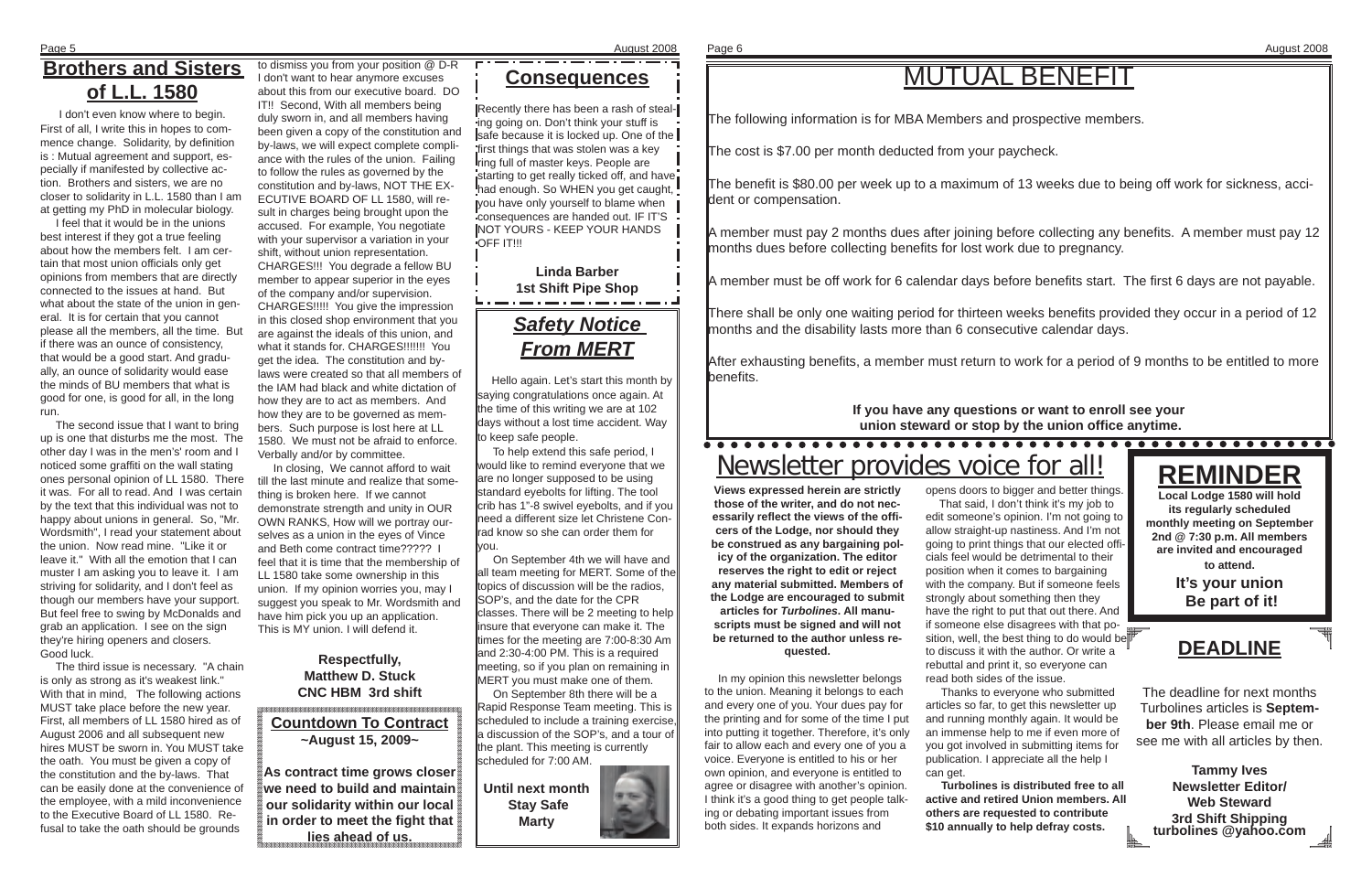## Brothers and Sisters of L.L. 1580

I don't even know where to begin. First of all, I write this in hopes to commence change. Solidarity, by definition is : Mutual agreement and support, especially if manifested by collective action. Brothers and sisters, we are no closer to solidarity in L.L. 1580 than I am at getting my PhD in molecular biology.

I feel that it would be in the unions best interest if they got a true feeling about how the members felt. I am certain that most union officials only get opinions from members that are directly connected to the issues at hand. But what about the state of the union in general. It is for certain that you cannot please all the members, all the time. But if there was an ounce of consistency, that would be a good start. And gradually, an ounce of solidarity would ease the minds of BU members that what is good for one, is good for all, in the long run.

The second issue that I want to bring up is one that disturbs me the most. The other day I was in the men's' room and I noticed some graffiti on the wall stating ones personal opinion of LL 1580. There it was. For all to read. And I was certain by the text that this individual was not to happy about unions in general. So, "Mr. Wordsmith", I read your statement about the union. Now read mine. "Like it or leave it." With all the emotion that I can muster I am asking you to leave it. I am striving for solidarity, and I don't feel as though our members have your support. But feel free to swing by McDonalds and grab an application. I see on the sign they're hiring openers and closers. Good luck.

The third issue is necessary. "A chain is only as strong as it's weakest link." With that in mind, The following actions MUST take place before the new year. First, all members of LL 1580 hired as of August 2006 and all subsequent new hires MUST be sworn in. You MUST take the oath. You must be given a copy of the constitution and the by-laws. That can be easily done at the convenience of the employee, with a mild inconvenience to the Executive Board of LL 1580. Refusal to take the oath should be grounds to dismiss you from your position @ D-R I don't want to hear anymore excuses about this from our executive board. DO IT!! Second, With all members being duly sworn in, and all members having been given a copy of the constitution and by-laws, we will expect complete compliance with the rules of the union. Failing to follow the rules as governed by the constitution and by-laws, NOT THE EXECUTIVE BOARD OF LL 1580, will result in charges being brought upon the accused. For example, You negotiate with your supervisor a variation in your shift, without union representation. CHARGES!!! You degrade a fellow BU member to appear superior in the eyes of the company and/or supervision. CHARGES!!!!! You give the impression in this closed shop environment that you are against the ideals of this union, and what it stands for. CHARGES!!!!!!! You get the idea. The constitution and by-laws were created so that all members of the IAM had black and white dictation of how they are to act as members. And how they are to be governed as members. Such purpose is lost here at LL 1580. We must not be afraid to enforce. Verbally and/or by committee.

In closing, We cannot afford to wait till the last minute and realize that something is broken here. If we cannot demonstrate strength and unity in OUR OWN RANKS, How will we portray ourselves as a union in the eyes of Vince and Beth come contract time????? I feel that it is time that the membership of LL 1580 take some ownership in this union. If my opinion worries you, may I suggest you speak to Mr. Wordsmith and have him pick you up an application. This is MY union. I will defend it.

**Respectfully,**
**Matthew D. Stuck**
**CNC HBM 3rd shift**

**Countdown To Contract**
**~August 15, 2009~**

**As contract time grows closer we need to build and maintain our solidarity within our local in order to meet the fight that lies ahead of us.**

## Consequences

Recently there has been a rash of stealing going on. Don't think your stuff is safe because it is locked up. One of the first things that was stolen was a key ring full of master keys. People are starting to get really ticked off, and have had enough. So WHEN you get caught, you have only yourself to blame when consequences are handed out. IF IT'S NOT YOURS - KEEP YOUR HANDS OFF IT!!!

**Linda Barber**
**1st Shift Pipe Shop**

## *Safety Notice From MERT*

Hello again. Let's start this month by saying congratulations once again. At the time of this writing we are at 102 days without a lost time accident. Way to keep safe people.

To help extend this safe period, I would like to remind everyone that we are no longer supposed to be using standard eyebolts for lifting. The tool crib has 1"-8 swivel eyebolts, and if you need a different size let Christene Conrad know so she can order them for you.

On September 4th we will have and all team meeting for MERT. Some of the topics of discussion will be the radios, SOP's, and the date for the CPR classes. There will be 2 meeting to help insure that everyone can make it. The times for the meeting are 7:00-8:30 Am and 2:30-4:00 PM. This is a required meeting, so if you plan on remaining in MERT you must make one of them.

On September 8th there will be a Rapid Response Team meeting. This is scheduled to include a training exercise, a discussion of the SOP's, and a tour of the plant. This meeting is currently scheduled for 7:00 AM.

**Until next month**
**Stay Safe**
**Marty**

# MUTUAL BENEFIT

The following information is for MBA Members and prospective members.

The cost is $7.00 per month deducted from your paycheck.

The benefit is $80.00 per week up to a maximum of 13 weeks due to being off work for sickness, accident or compensation.

A member must pay 2 months dues after joining before collecting any benefits. A member must pay 12 months dues before collecting benefits for lost work due to pregnancy.

A member must be off work for 6 calendar days before benefits start. The first 6 days are not payable.

There shall be only one waiting period for thirteen weeks benefits provided they occur in a period of 12 months and the disability lasts more than 6 consecutive calendar days.

After exhausting benefits, a member must return to work for a period of 9 months to be entitled to more benefits.

**If you have any questions or want to enroll see your union steward or stop by the union office anytime.**

# Newsletter provides voice for all!

**Views expressed herein are strictly those of the writer, and do not necessarily reflect the views of the officers of the Lodge, nor should they be construed as any bargaining policy of the organization. The editor reserves the right to edit or reject any material submitted. Members of the Lodge are encouraged to submit articles for *Turbolines*. All manuscripts must be signed and will not be returned to the author unless requested.**

In my opinion this newsletter belongs to the union. Meaning it belongs to each and every one of you. Your dues pay for the printing and for some of the time I put into putting it together. Therefore, it's only fair to allow each and every one of you a voice. Everyone is entitled to his or her own opinion, and everyone is entitled to agree or disagree with another's opinion. I think it's a good thing to get people talking or debating important issues from both sides. It expands horizons and opens doors to bigger and better things.

That said, I don't think it's my job to edit someone's opinion. I'm not going to allow straight-up nastiness. And I'm not going to print things that our elected officials feel would be detrimental to their position when it comes to bargaining with the company. But if someone feels strongly about something then they have the right to put that out there. And if someone else disagrees with that position, well, the best thing to do would be to discuss it with the author. Or write a rebuttal and print it, so everyone can read both sides of the issue.

Thanks to everyone who submitted articles so far, to get this newsletter up and running monthly again. It would be an immense help to me if even more of you got involved in submitting items for publication. I appreciate all the help I can get.

**Turbolines is distributed free to all active and retired Union members. All others are requested to contribute $10 annually to help defray costs.**

## REMINDER

**Local Lodge 1580 will hold its regularly scheduled monthly meeting on September 2nd @ 7:30 p.m. All members are invited and encouraged to attend.**

**It's your union**
**Be part of it!**

## DEADLINE

The deadline for next months Turbolines articles is **September 9th**. Please email me or see me with all articles by then.

**Tammy Ives**
**Newsletter Editor/**
**Web Steward**
**3rd Shift Shipping**
**turbolines @yahoo.com**